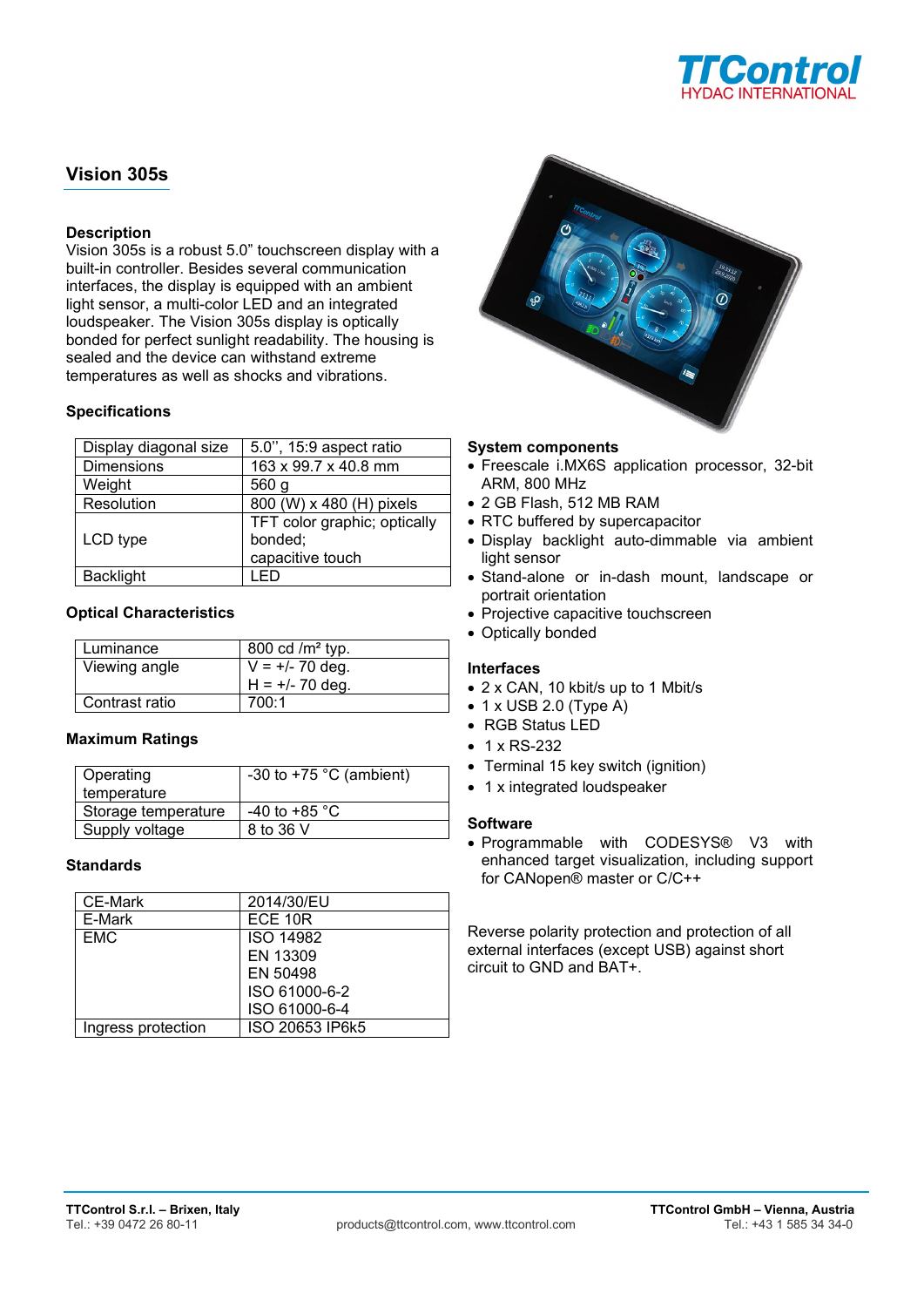TTControl
HYDAC INTERNATIONAL

# Vision 305s

## Description

Vision 305s is a robust 5.0" touchscreen display with a built-in controller. Besides several communication interfaces, the display is equipped with an ambient light sensor, a multi-color LED and an integrated loudspeaker. The Vision 305s display is optically bonded for perfect sunlight readability. The housing is sealed and the device can withstand extreme temperatures as well as shocks and vibrations.

## Specifications

| Display diagonal size | 5.0'', 15:9 aspect ratio |
|---|---|
| Dimensions | 163 x 99.7 x 40.8 mm |
| Weight | 560 g |
| Resolution | 800 (W) x 480 (H) pixels |
| LCD type | TFT color graphic; optically bonded; capacitive touch |
| Backlight | LED |

## Optical Characteristics

| Luminance | 800 cd /m² typ. |
|---|---|
| Viewing angle | V = +/- 70 deg.<br>H = +/- 70 deg. |
| Contrast ratio | 700:1 |

## Maximum Ratings

| Operating temperature | -30 to +75 °C (ambient) |
|---|---|
| Storage temperature | -40 to +85 °C |
| Supply voltage | 8 to 36 V |

## Standards

| CE-Mark | 2014/30/EU |
|---|---|
| E-Mark | ECE 10R |
| EMC | ISO 14982<br>EN 13309<br>EN 50498<br>ISO 61000-6-2<br>ISO 61000-6-4 |
| Ingress protection | ISO 20653 IP6k5 |

## System components

- Freescale i.MX6S application processor, 32-bit ARM, 800 MHz
- 2 GB Flash, 512 MB RAM
- RTC buffered by supercapacitor
- Display backlight auto-dimmable via ambient light sensor
- Stand-alone or in-dash mount, landscape or portrait orientation
- Projective capacitive touchscreen
- Optically bonded

## Interfaces

- 2 x CAN, 10 kbit/s up to 1 Mbit/s
- 1 x USB 2.0 (Type A)
- RGB Status LED
- 1 x RS-232
- Terminal 15 key switch (ignition)
- 1 x integrated loudspeaker

## Software

- Programmable with CODESYS® V3 with enhanced target visualization, including support for CANopen® master or C/C++

Reverse polarity protection and protection of all external interfaces (except USB) against short circuit to GND and BAT+.

**TTControl S.r.l. – Brixen, Italy**
Tel.: +39 0472 26 80-11

products@ttcontrol.com, www.ttcontrol.com

**TTControl GmbH – Vienna, Austria**
Tel.: +43 1 585 34 34-0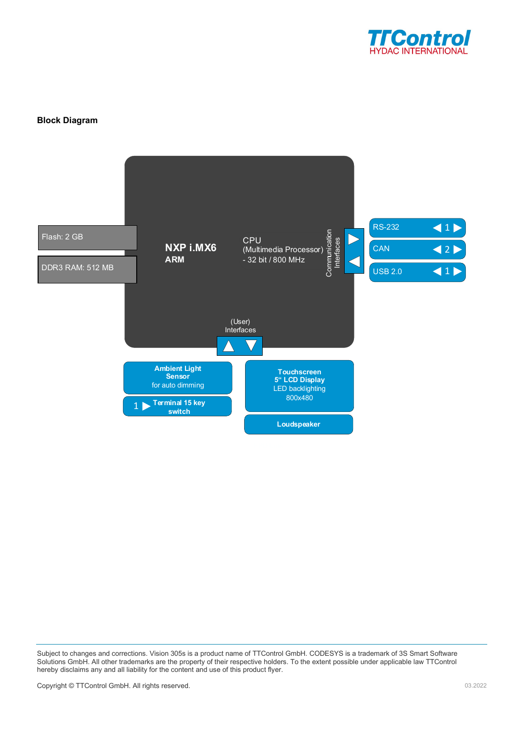## Block Diagram

Flash: 2 GB

DDR3 RAM: 512 MB

NXP i.MX6
ARM

CPU
(Multimedia Processor)
- 32 bit / 800 MHz

Communication Interfaces

RS-232 1

CAN 2

USB 2.0 1

(User) Interfaces

Ambient Light Sensor
for auto dimming

1 Terminal 15 key switch

Touchscreen
5" LCD Display
LED backlighting
800x480

Loudspeaker

Subject to changes and corrections. Vision 305s is a product name of TTControl GmbH. CODESYS is a trademark of 3S Smart Software Solutions GmbH. All other trademarks are the property of their respective holders. To the extent possible under applicable law TTControl hereby disclaims any and all liability for the content and use of this product flyer.

Copyright © TTControl GmbH. All rights reserved.

03.2022